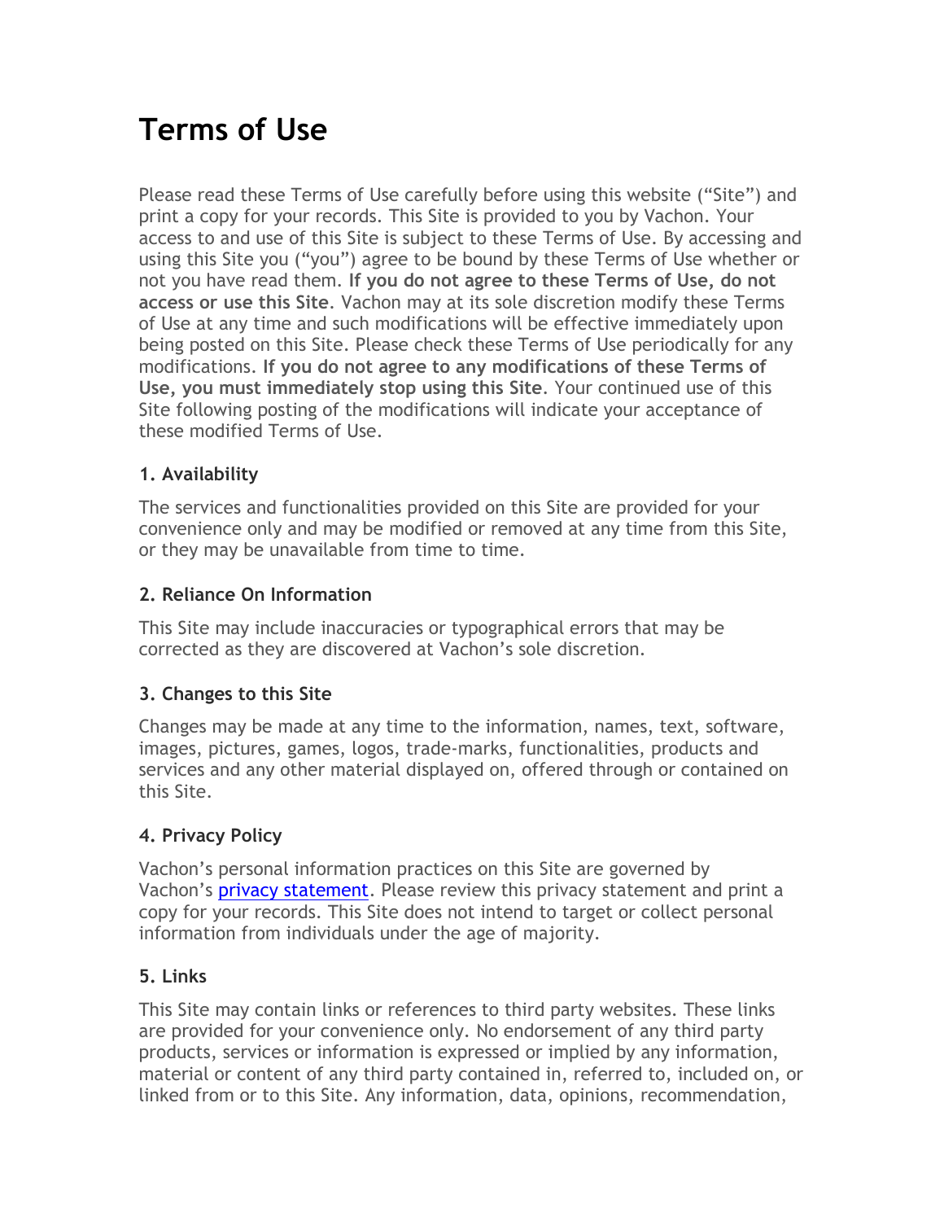# Terms of Use

Please read these Terms of Use carefully before using this website ("Site") and print a copy for your records. This Site is provided to you by Vachon. Your access to and use of this Site is subject to these Terms of Use. By accessing and using this Site you ("you") agree to be bound by these Terms of Use whether or not you have read them. **If you do not agree to these Terms of Use, do not access or use this Site**. Vachon may at its sole discretion modify these Terms of Use at any time and such modifications will be effective immediately upon being posted on this Site. Please check these Terms of Use periodically for any modifications. **If you do not agree to any modifications of these Terms of Use, you must immediately stop using this Site**. Your continued use of this Site following posting of the modifications will indicate your acceptance of these modified Terms of Use.

### 1. Availability

The services and functionalities provided on this Site are provided for your convenience only and may be modified or removed at any time from this Site, or they may be unavailable from time to time.

### 2. Reliance On Information

This Site may include inaccuracies or typographical errors that may be corrected as they are discovered at Vachon's sole discretion.

### 3. Changes to this Site

Changes may be made at any time to the information, names, text, software, images, pictures, games, logos, trade-marks, functionalities, products and services and any other material displayed on, offered through or contained on this Site.

### 4. Privacy Policy

Vachon's personal information practices on this Site are governed by Vachon's privacy statement. Please review this privacy statement and print a copy for your records. This Site does not intend to target or collect personal information from individuals under the age of majority.

### 5. Links

This Site may contain links or references to third party websites. These links are provided for your convenience only. No endorsement of any third party products, services or information is expressed or implied by any information, material or content of any third party contained in, referred to, included on, or linked from or to this Site. Any information, data, opinions, recommendation,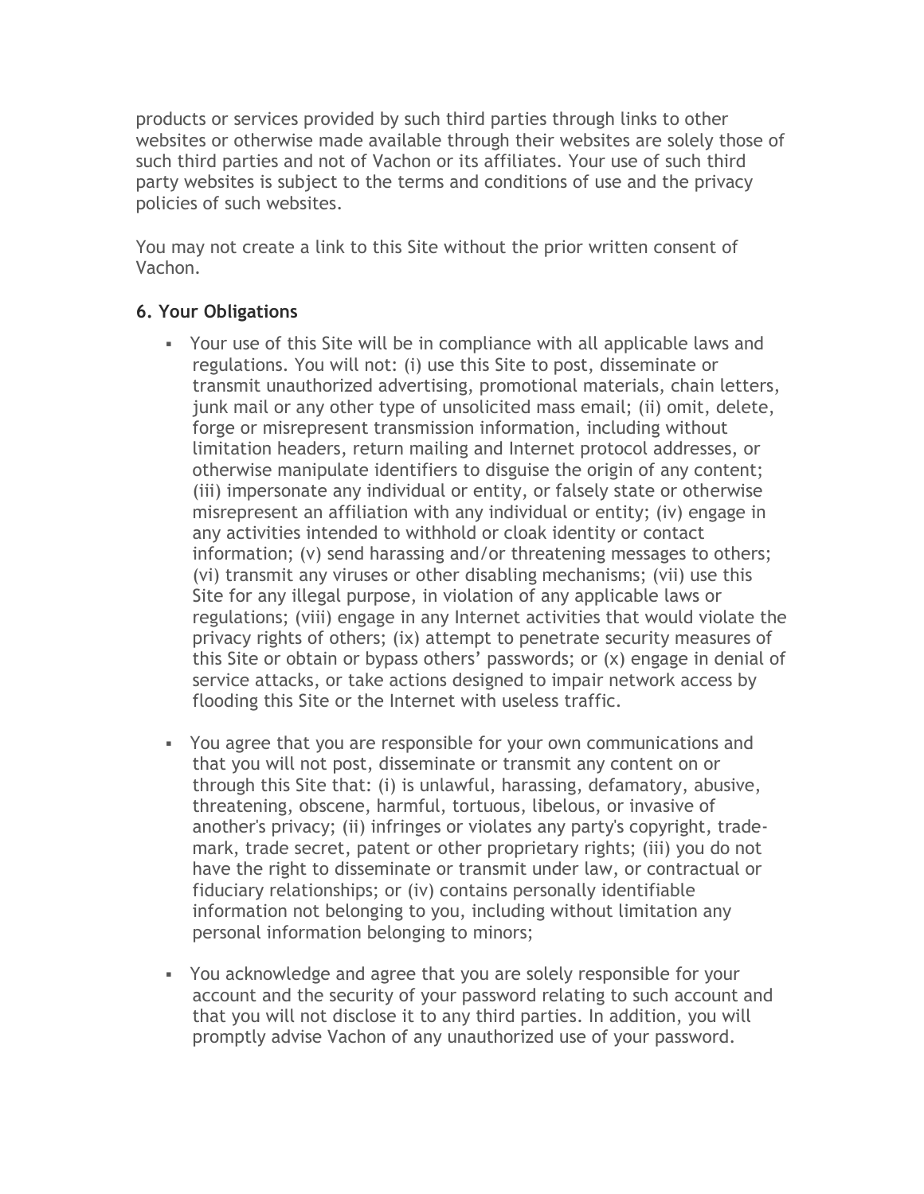products or services provided by such third parties through links to other websites or otherwise made available through their websites are solely those of such third parties and not of Vachon or its affiliates. Your use of such third party websites is subject to the terms and conditions of use and the privacy policies of such websites.

You may not create a link to this Site without the prior written consent of Vachon.

### 6. Your Obligations

- Your use of this Site will be in compliance with all applicable laws and regulations. You will not: (i) use this Site to post, disseminate or transmit unauthorized advertising, promotional materials, chain letters, junk mail or any other type of unsolicited mass email; (ii) omit, delete, forge or misrepresent transmission information, including without limitation headers, return mailing and Internet protocol addresses, or otherwise manipulate identifiers to disguise the origin of any content; (iii) impersonate any individual or entity, or falsely state or otherwise misrepresent an affiliation with any individual or entity; (iv) engage in any activities intended to withhold or cloak identity or contact information; (v) send harassing and/or threatening messages to others; (vi) transmit any viruses or other disabling mechanisms; (vii) use this Site for any illegal purpose, in violation of any applicable laws or regulations; (viii) engage in any Internet activities that would violate the privacy rights of others; (ix) attempt to penetrate security measures of this Site or obtain or bypass others' passwords; or (x) engage in denial of service attacks, or take actions designed to impair network access by flooding this Site or the Internet with useless traffic.

- You agree that you are responsible for your own communications and that you will not post, disseminate or transmit any content on or through this Site that: (i) is unlawful, harassing, defamatory, abusive, threatening, obscene, harmful, tortuous, libelous, or invasive of another's privacy; (ii) infringes or violates any party's copyright, trade-mark, trade secret, patent or other proprietary rights; (iii) you do not have the right to disseminate or transmit under law, or contractual or fiduciary relationships; or (iv) contains personally identifiable information not belonging to you, including without limitation any personal information belonging to minors;

- You acknowledge and agree that you are solely responsible for your account and the security of your password relating to such account and that you will not disclose it to any third parties. In addition, you will promptly advise Vachon of any unauthorized use of your password.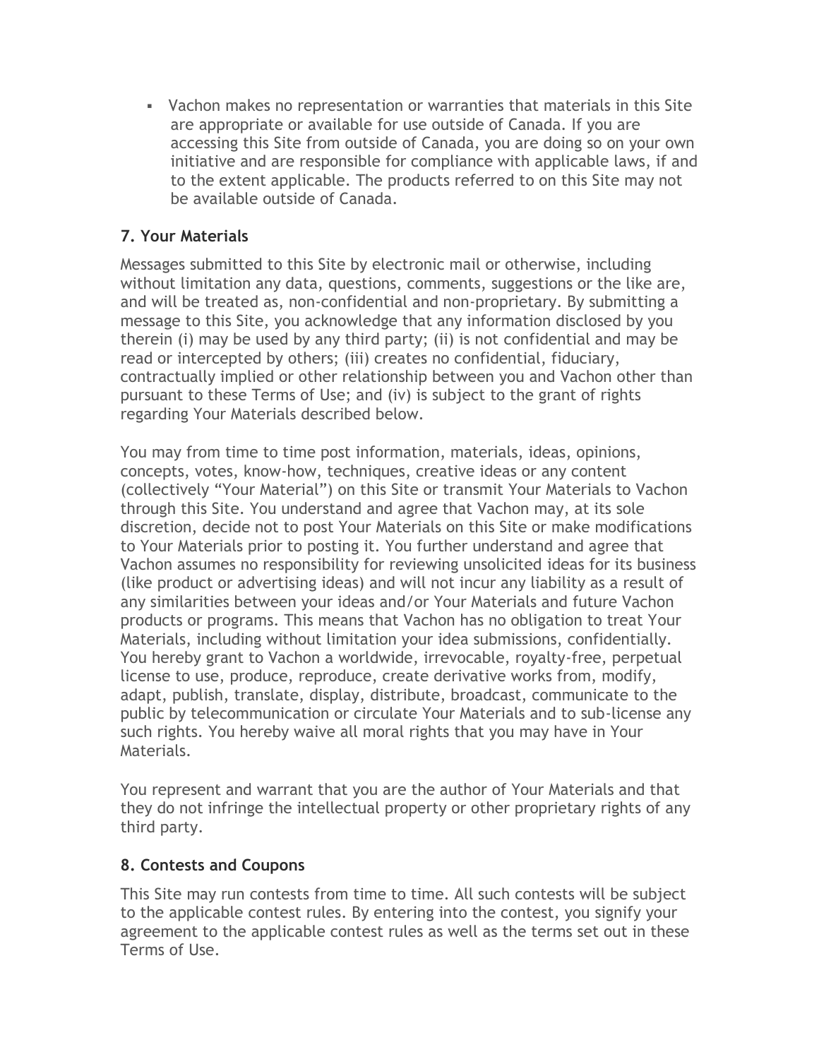- Vachon makes no representation or warranties that materials in this Site are appropriate or available for use outside of Canada. If you are accessing this Site from outside of Canada, you are doing so on your own initiative and are responsible for compliance with applicable laws, if and to the extent applicable. The products referred to on this Site may not be available outside of Canada.

### 7. Your Materials

Messages submitted to this Site by electronic mail or otherwise, including without limitation any data, questions, comments, suggestions or the like are, and will be treated as, non-confidential and non-proprietary. By submitting a message to this Site, you acknowledge that any information disclosed by you therein (i) may be used by any third party; (ii) is not confidential and may be read or intercepted by others; (iii) creates no confidential, fiduciary, contractually implied or other relationship between you and Vachon other than pursuant to these Terms of Use; and (iv) is subject to the grant of rights regarding Your Materials described below.

You may from time to time post information, materials, ideas, opinions, concepts, votes, know-how, techniques, creative ideas or any content (collectively "Your Material") on this Site or transmit Your Materials to Vachon through this Site. You understand and agree that Vachon may, at its sole discretion, decide not to post Your Materials on this Site or make modifications to Your Materials prior to posting it. You further understand and agree that Vachon assumes no responsibility for reviewing unsolicited ideas for its business (like product or advertising ideas) and will not incur any liability as a result of any similarities between your ideas and/or Your Materials and future Vachon products or programs. This means that Vachon has no obligation to treat Your Materials, including without limitation your idea submissions, confidentially. You hereby grant to Vachon a worldwide, irrevocable, royalty-free, perpetual license to use, produce, reproduce, create derivative works from, modify, adapt, publish, translate, display, distribute, broadcast, communicate to the public by telecommunication or circulate Your Materials and to sub-license any such rights. You hereby waive all moral rights that you may have in Your Materials.

You represent and warrant that you are the author of Your Materials and that they do not infringe the intellectual property or other proprietary rights of any third party.

### 8. Contests and Coupons

This Site may run contests from time to time. All such contests will be subject to the applicable contest rules. By entering into the contest, you signify your agreement to the applicable contest rules as well as the terms set out in these Terms of Use.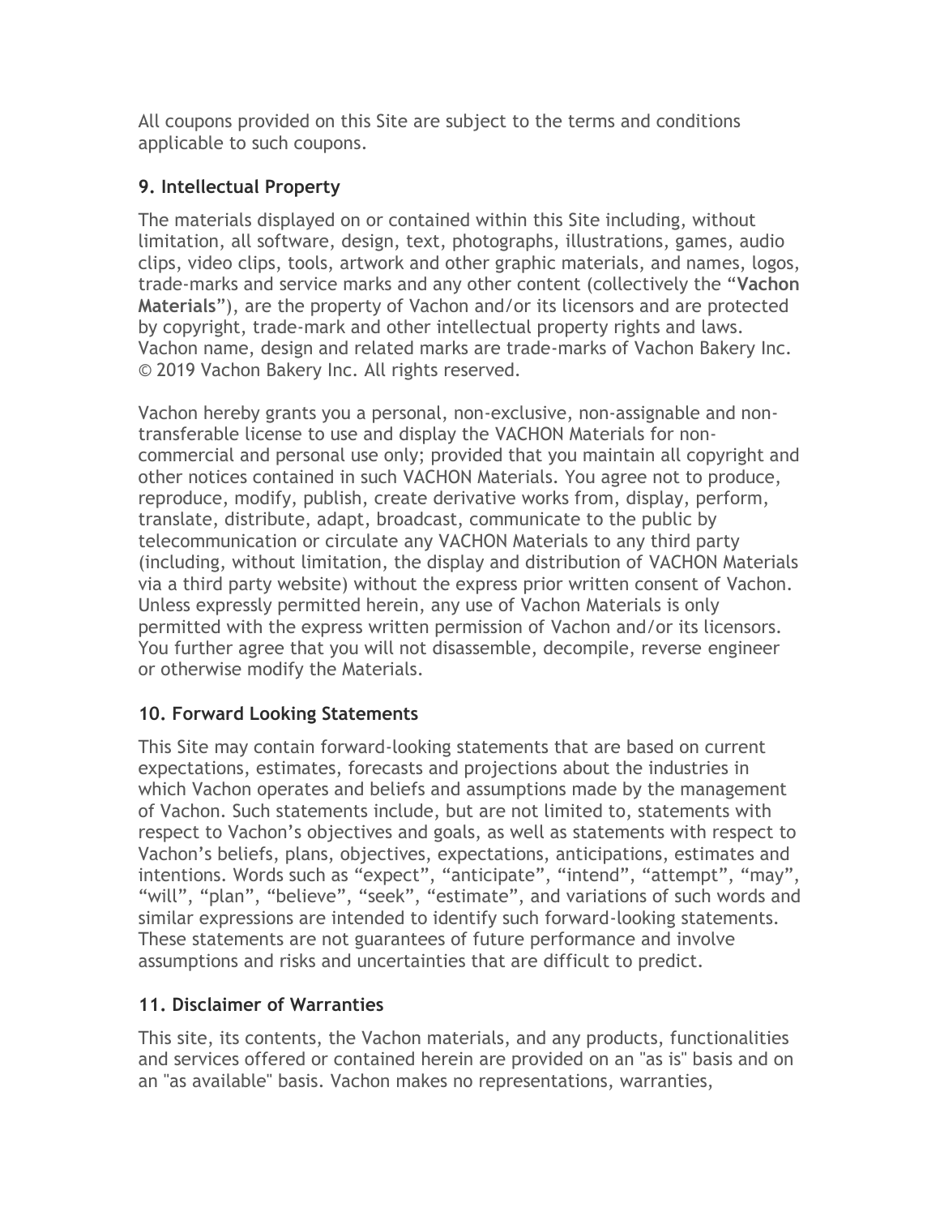All coupons provided on this Site are subject to the terms and conditions applicable to such coupons.

### 9. Intellectual Property

The materials displayed on or contained within this Site including, without limitation, all software, design, text, photographs, illustrations, games, audio clips, video clips, tools, artwork and other graphic materials, and names, logos, trade-marks and service marks and any other content (collectively the "**Vachon Materials**"), are the property of Vachon and/or its licensors and are protected by copyright, trade-mark and other intellectual property rights and laws. Vachon name, design and related marks are trade-marks of Vachon Bakery Inc. © 2019 Vachon Bakery Inc. All rights reserved.

Vachon hereby grants you a personal, non-exclusive, non-assignable and non-transferable license to use and display the VACHON Materials for non-commercial and personal use only; provided that you maintain all copyright and other notices contained in such VACHON Materials. You agree not to produce, reproduce, modify, publish, create derivative works from, display, perform, translate, distribute, adapt, broadcast, communicate to the public by telecommunication or circulate any VACHON Materials to any third party (including, without limitation, the display and distribution of VACHON Materials via a third party website) without the express prior written consent of Vachon. Unless expressly permitted herein, any use of Vachon Materials is only permitted with the express written permission of Vachon and/or its licensors. You further agree that you will not disassemble, decompile, reverse engineer or otherwise modify the Materials.

### 10. Forward Looking Statements

This Site may contain forward-looking statements that are based on current expectations, estimates, forecasts and projections about the industries in which Vachon operates and beliefs and assumptions made by the management of Vachon. Such statements include, but are not limited to, statements with respect to Vachon's objectives and goals, as well as statements with respect to Vachon's beliefs, plans, objectives, expectations, anticipations, estimates and intentions. Words such as "expect", "anticipate", "intend", "attempt", "may", "will", "plan", "believe", "seek", "estimate", and variations of such words and similar expressions are intended to identify such forward-looking statements. These statements are not guarantees of future performance and involve assumptions and risks and uncertainties that are difficult to predict.

### 11. Disclaimer of Warranties

This site, its contents, the Vachon materials, and any products, functionalities and services offered or contained herein are provided on an "as is" basis and on an "as available" basis. Vachon makes no representations, warranties,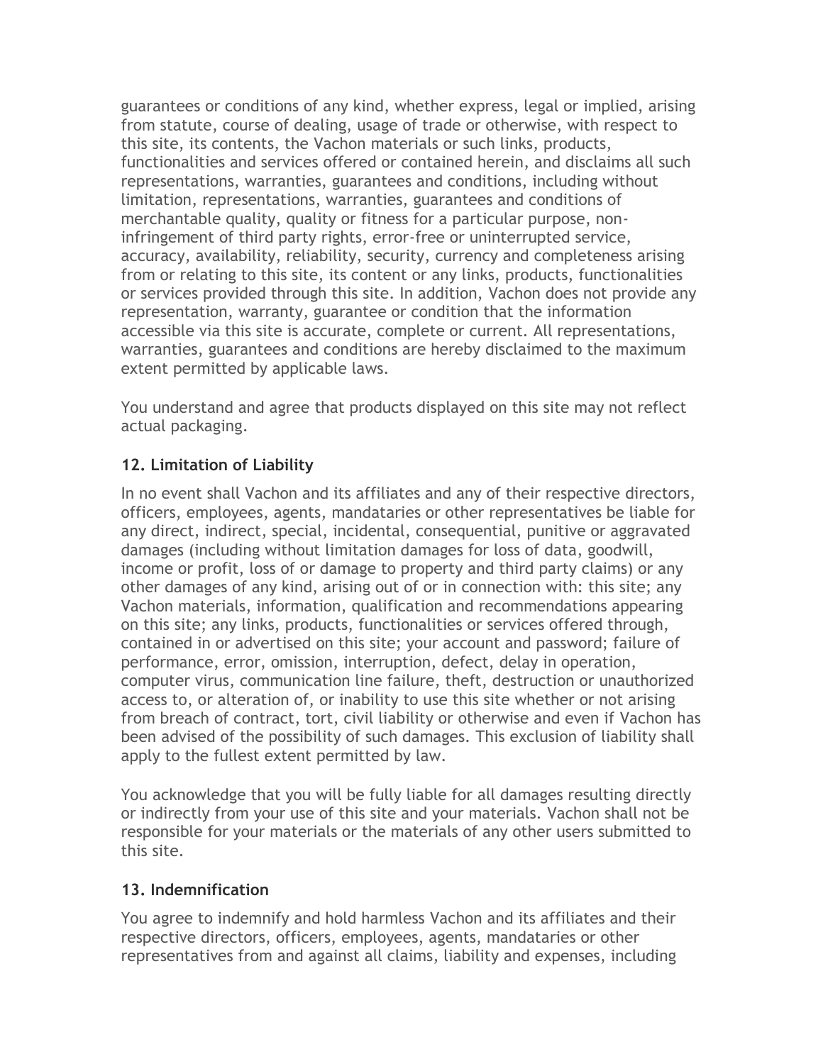guarantees or conditions of any kind, whether express, legal or implied, arising from statute, course of dealing, usage of trade or otherwise, with respect to this site, its contents, the Vachon materials or such links, products, functionalities and services offered or contained herein, and disclaims all such representations, warranties, guarantees and conditions, including without limitation, representations, warranties, guarantees and conditions of merchantable quality, quality or fitness for a particular purpose, non-infringement of third party rights, error-free or uninterrupted service, accuracy, availability, reliability, security, currency and completeness arising from or relating to this site, its content or any links, products, functionalities or services provided through this site. In addition, Vachon does not provide any representation, warranty, guarantee or condition that the information accessible via this site is accurate, complete or current. All representations, warranties, guarantees and conditions are hereby disclaimed to the maximum extent permitted by applicable laws.

You understand and agree that products displayed on this site may not reflect actual packaging.

### 12. Limitation of Liability

In no event shall Vachon and its affiliates and any of their respective directors, officers, employees, agents, mandataries or other representatives be liable for any direct, indirect, special, incidental, consequential, punitive or aggravated damages (including without limitation damages for loss of data, goodwill, income or profit, loss of or damage to property and third party claims) or any other damages of any kind, arising out of or in connection with: this site; any Vachon materials, information, qualification and recommendations appearing on this site; any links, products, functionalities or services offered through, contained in or advertised on this site; your account and password; failure of performance, error, omission, interruption, defect, delay in operation, computer virus, communication line failure, theft, destruction or unauthorized access to, or alteration of, or inability to use this site whether or not arising from breach of contract, tort, civil liability or otherwise and even if Vachon has been advised of the possibility of such damages. This exclusion of liability shall apply to the fullest extent permitted by law.

You acknowledge that you will be fully liable for all damages resulting directly or indirectly from your use of this site and your materials. Vachon shall not be responsible for your materials or the materials of any other users submitted to this site.

### 13. Indemnification

You agree to indemnify and hold harmless Vachon and its affiliates and their respective directors, officers, employees, agents, mandataries or other representatives from and against all claims, liability and expenses, including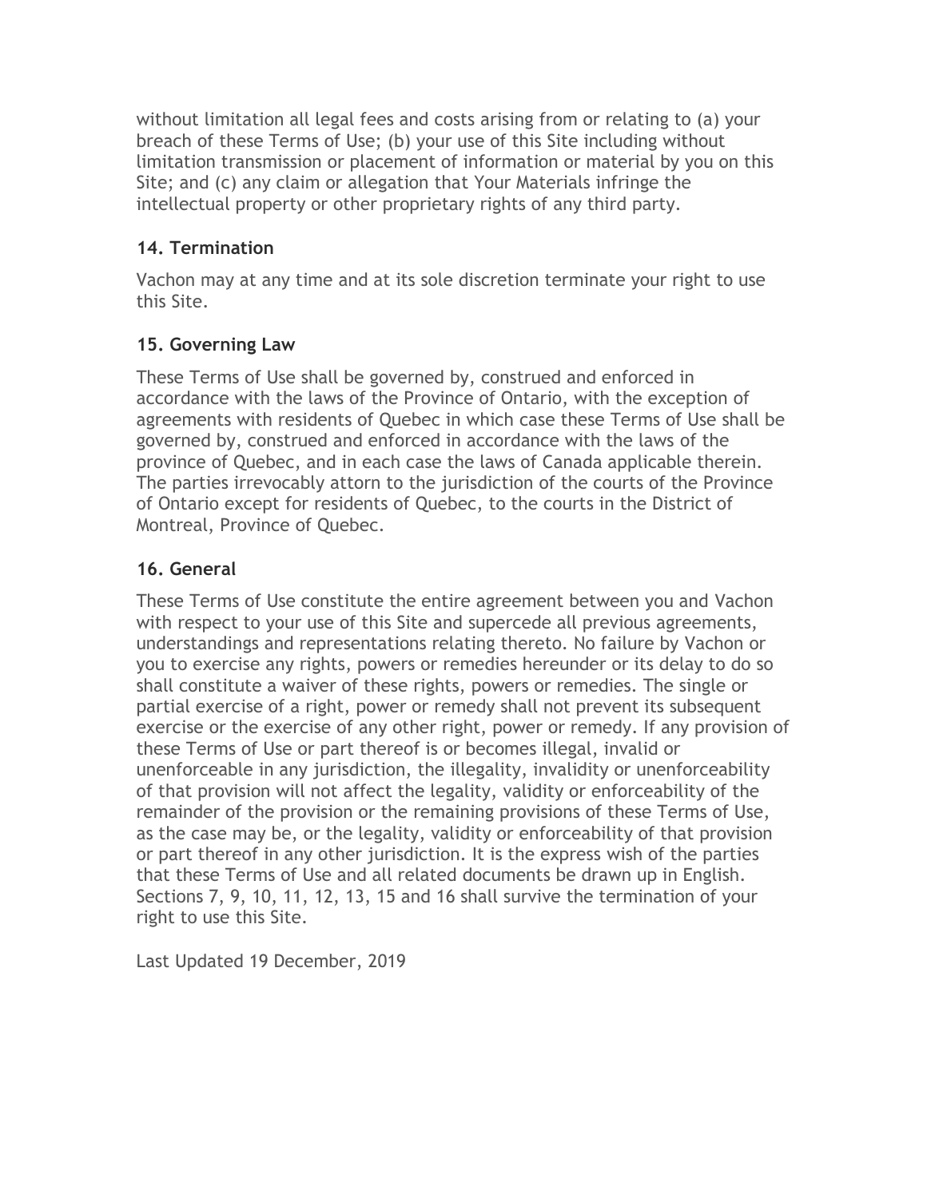without limitation all legal fees and costs arising from or relating to (a) your breach of these Terms of Use; (b) your use of this Site including without limitation transmission or placement of information or material by you on this Site; and (c) any claim or allegation that Your Materials infringe the intellectual property or other proprietary rights of any third party.

### 14. Termination

Vachon may at any time and at its sole discretion terminate your right to use this Site.

### 15. Governing Law

These Terms of Use shall be governed by, construed and enforced in accordance with the laws of the Province of Ontario, with the exception of agreements with residents of Quebec in which case these Terms of Use shall be governed by, construed and enforced in accordance with the laws of the province of Quebec, and in each case the laws of Canada applicable therein. The parties irrevocably attorn to the jurisdiction of the courts of the Province of Ontario except for residents of Quebec, to the courts in the District of Montreal, Province of Quebec.

### 16. General

These Terms of Use constitute the entire agreement between you and Vachon with respect to your use of this Site and supercede all previous agreements, understandings and representations relating thereto. No failure by Vachon or you to exercise any rights, powers or remedies hereunder or its delay to do so shall constitute a waiver of these rights, powers or remedies. The single or partial exercise of a right, power or remedy shall not prevent its subsequent exercise or the exercise of any other right, power or remedy. If any provision of these Terms of Use or part thereof is or becomes illegal, invalid or unenforceable in any jurisdiction, the illegality, invalidity or unenforceability of that provision will not affect the legality, validity or enforceability of the remainder of the provision or the remaining provisions of these Terms of Use, as the case may be, or the legality, validity or enforceability of that provision or part thereof in any other jurisdiction. It is the express wish of the parties that these Terms of Use and all related documents be drawn up in English. Sections 7, 9, 10, 11, 12, 13, 15 and 16 shall survive the termination of your right to use this Site.

Last Updated 19 December, 2019